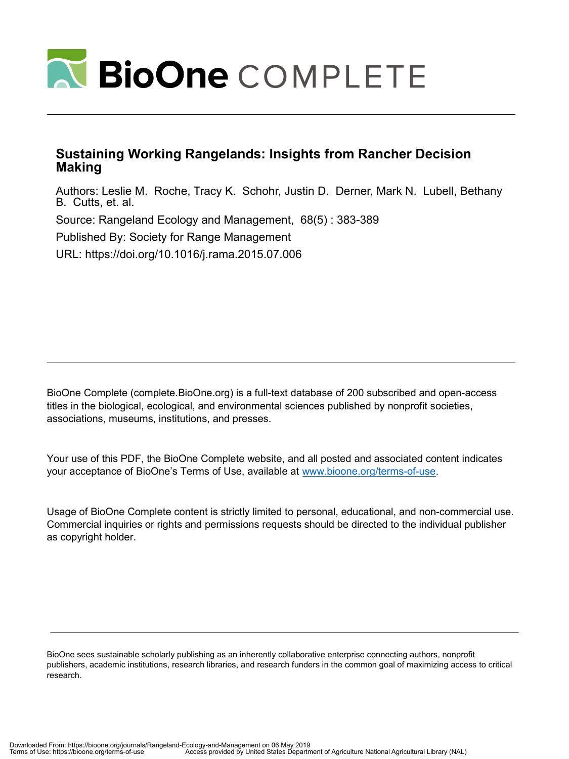# BioOne COMPLETE

## Sustaining Working Rangelands: Insights from Rancher Decision Making

Authors: Leslie M. Roche, Tracy K. Schohr, Justin D. Derner, Mark N. Lubell, Bethany B. Cutts, et. al.

Source: Rangeland Ecology and Management, 68(5) : 383-389

Published By: Society for Range Management

URL: https://doi.org/10.1016/j.rama.2015.07.006

---

BioOne Complete (complete.BioOne.org) is a full-text database of 200 subscribed and open-access titles in the biological, ecological, and environmental sciences published by nonprofit societies, associations, museums, institutions, and presses.

Your use of this PDF, the BioOne Complete website, and all posted and associated content indicates your acceptance of BioOne's Terms of Use, available at www.bioone.org/terms-of-use.

Usage of BioOne Complete content is strictly limited to personal, educational, and non-commercial use. Commercial inquiries or rights and permissions requests should be directed to the individual publisher as copyright holder.

---

BioOne sees sustainable scholarly publishing as an inherently collaborative enterprise connecting authors, nonprofit publishers, academic institutions, research libraries, and research funders in the common goal of maximizing access to critical research.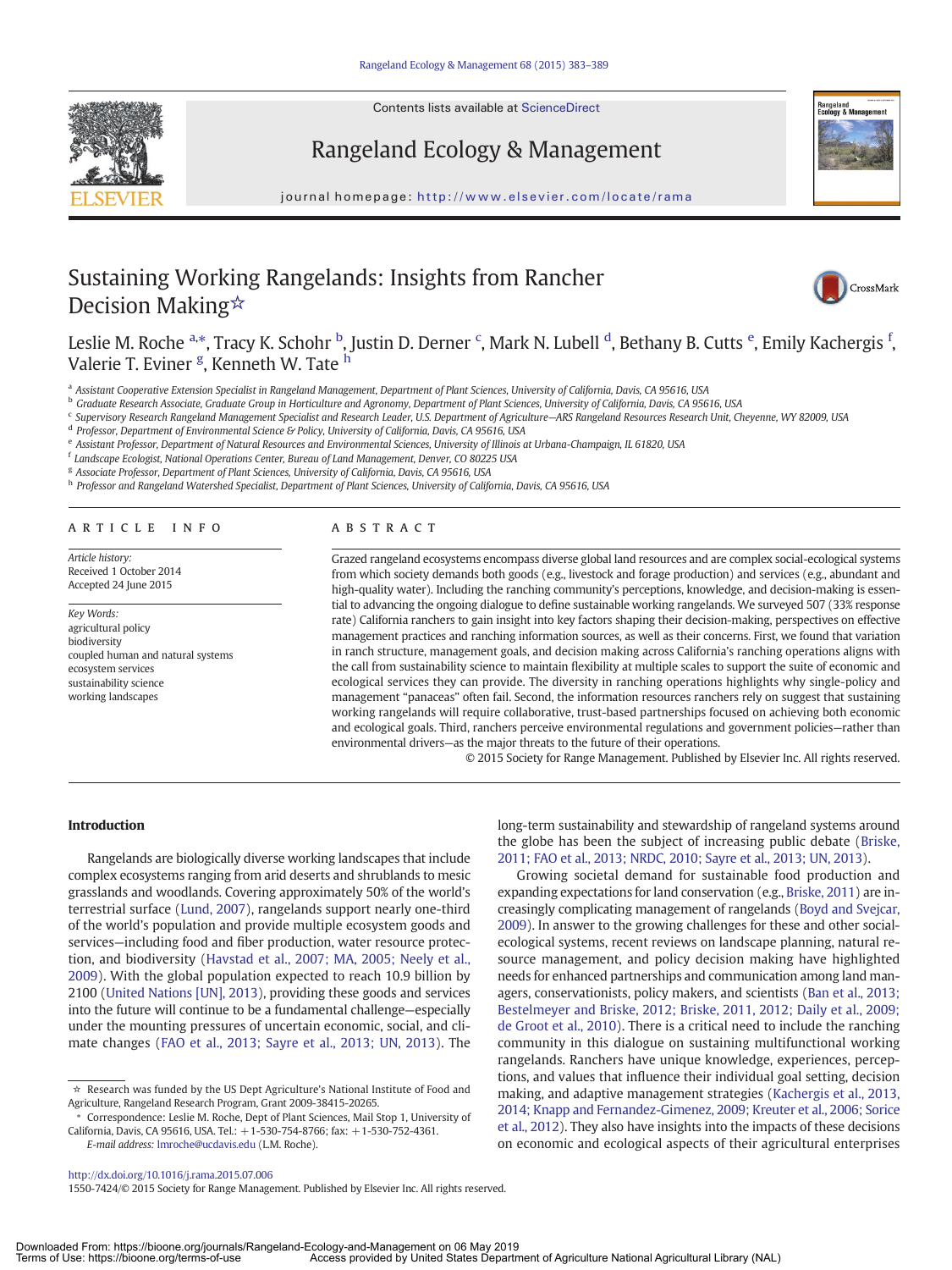# Sustaining Working Rangelands: Insights from Rancher Decision Making☆

Leslie M. Roche [a,*], Tracy K. Schohr [b], Justin D. Derner [c], Mark N. Lubell [d], Bethany B. Cutts [e], Emily Kachergis [f], Valerie T. Eviner [g], Kenneth W. Tate [h]

[a] Assistant Cooperative Extension Specialist in Rangeland Management, Department of Plant Sciences, University of California, Davis, CA 95616, USA
[b] Graduate Research Associate, Graduate Group in Horticulture and Agronomy, Department of Plant Sciences, University of California, Davis, CA 95616, USA
[c] Supervisory Research Rangeland Management Specialist and Research Leader, U.S. Department of Agriculture—ARS Rangeland Resources Research Unit, Cheyenne, WY 82009, USA
[d] Professor, Department of Environmental Science & Policy, University of California, Davis, CA 95616, USA
[e] Assistant Professor, Department of Natural Resources and Environmental Sciences, University of Illinois at Urbana-Champaign, IL 61820, USA
[f] Landscape Ecologist, National Operations Center, Bureau of Land Management, Denver, CO 80225 USA
[g] Associate Professor, Department of Plant Sciences, University of California, Davis, CA 95616, USA
[h] Professor and Rangeland Watershed Specialist, Department of Plant Sciences, University of California, Davis, CA 95616, USA

## ARTICLE INFO

*Article history:*
Received 1 October 2014
Accepted 24 June 2015

*Key Words:*
agricultural policy
biodiversity
coupled human and natural systems
ecosystem services
sustainability science
working landscapes

## ABSTRACT

Grazed rangeland ecosystems encompass diverse global land resources and are complex social-ecological systems from which society demands both goods (e.g., livestock and forage production) and services (e.g., abundant and high-quality water). Including the ranching community's perceptions, knowledge, and decision-making is essential to advancing the ongoing dialogue to define sustainable working rangelands. We surveyed 507 (33% response rate) California ranchers to gain insight into key factors shaping their decision-making, perspectives on effective management practices and ranching information sources, as well as their concerns. First, we found that variation in ranch structure, management goals, and decision making across California's ranching operations aligns with the call from sustainability science to maintain flexibility at multiple scales to support the suite of economic and ecological services they can provide. The diversity in ranching operations highlights why single-policy and management "panaceas" often fail. Second, the information resources ranchers rely on suggest that sustaining working rangelands will require collaborative, trust-based partnerships focused on achieving both economic and ecological goals. Third, ranchers perceive environmental regulations and government policies—rather than environmental drivers—as the major threats to the future of their operations.

© 2015 Society for Range Management. Published by Elsevier Inc. All rights reserved.

## Introduction

Rangelands are biologically diverse working landscapes that include complex ecosystems ranging from arid deserts and shrublands to mesic grasslands and woodlands. Covering approximately 50% of the world's terrestrial surface (Lund, 2007), rangelands support nearly one-third of the world's population and provide multiple ecosystem goods and services—including food and fiber production, water resource protection, and biodiversity (Havstad et al., 2007; MA, 2005; Neely et al., 2009). With the global population expected to reach 10.9 billion by 2100 (United Nations [UN], 2013), providing these goods and services into the future will continue to be a fundamental challenge—especially under the mounting pressures of uncertain economic, social, and climate changes (FAO et al., 2013; Sayre et al., 2013; UN, 2013). The long-term sustainability and stewardship of rangeland systems around the globe has been the subject of increasing public debate (Briske, 2011; FAO et al., 2013; NRDC, 2010; Sayre et al., 2013; UN, 2013).

Growing societal demand for sustainable food production and expanding expectations for land conservation (e.g., Briske, 2011) are increasingly complicating management of rangelands (Boyd and Svejcar, 2009). In answer to the growing challenges for these and other social-ecological systems, recent reviews on landscape planning, natural resource management, and policy decision making have highlighted needs for enhanced partnerships and communication among land managers, conservationists, policy makers, and scientists (Ban et al., 2013; Bestelmeyer and Briske, 2012; Briske, 2011, 2012; Daily et al., 2009; de Groot et al., 2010). There is a critical need to include the ranching community in this dialogue on sustaining multifunctional working rangelands. Ranchers have unique knowledge, experiences, perceptions, and values that influence their individual goal setting, decision making, and adaptive management strategies (Kachergis et al., 2013, 2014; Knapp and Fernandez-Gimenez, 2009; Kreuter et al., 2006; Sorice et al., 2012). They also have insights into the impacts of these decisions on economic and ecological aspects of their agricultural enterprises

☆ Research was funded by the US Dept Agriculture's National Institute of Food and Agriculture, Rangeland Research Program, Grant 2009-38415-20265.

\* Correspondence: Leslie M. Roche, Dept of Plant Sciences, Mail Stop 1, University of California, Davis, CA 95616, USA. Tel.: +1-530-754-8766; fax: +1-530-752-4361.
*E-mail address:* lmroche@ucdavis.edu (L.M. Roche).

http://dx.doi.org/10.1016/j.rama.2015.07.006
1550-7424/© 2015 Society for Range Management. Published by Elsevier Inc. All rights reserved.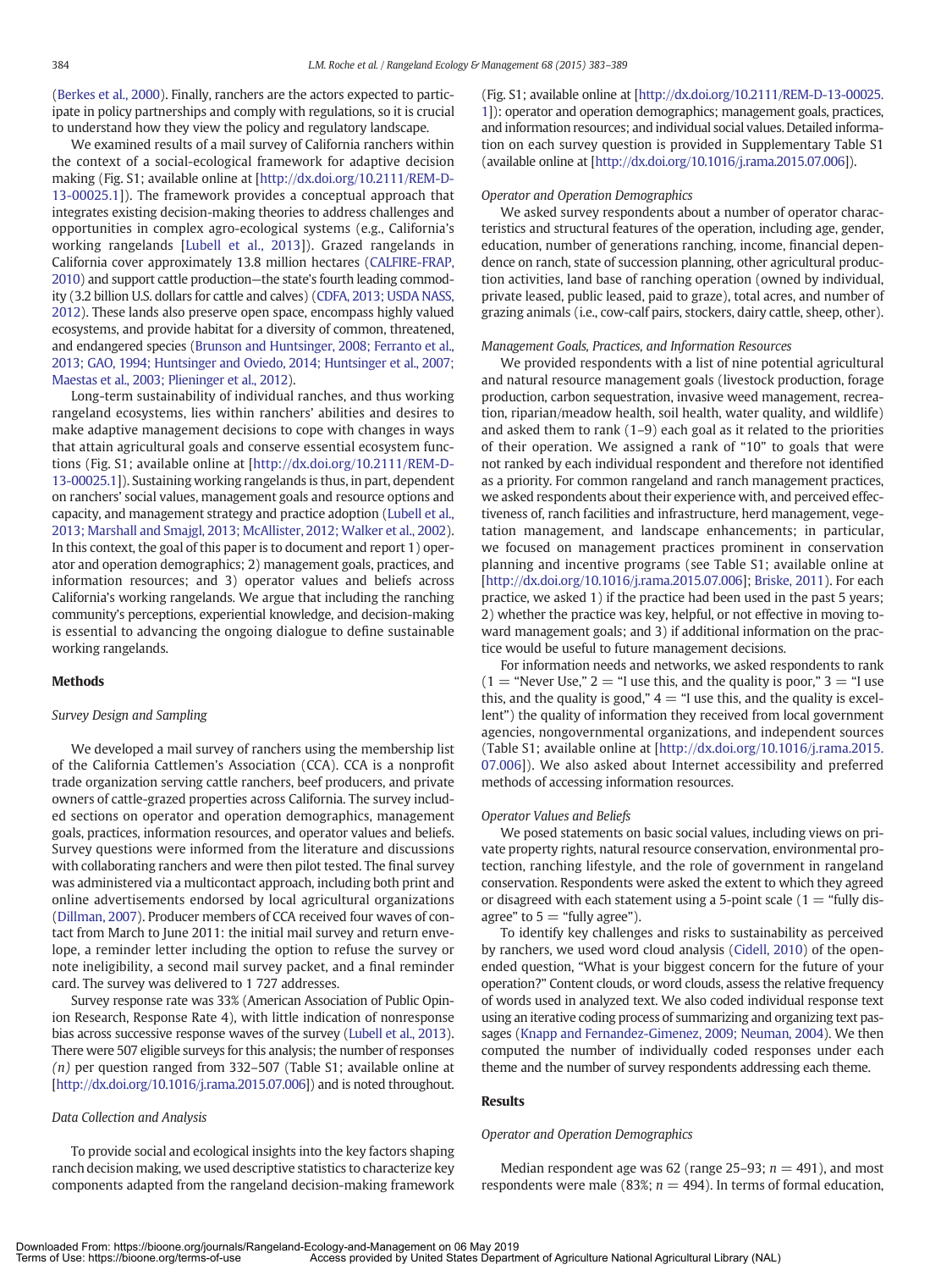(Berkes et al., 2000). Finally, ranchers are the actors expected to participate in policy partnerships and comply with regulations, so it is crucial to understand how they view the policy and regulatory landscape.

We examined results of a mail survey of California ranchers within the context of a social-ecological framework for adaptive decision making (Fig. S1; available online at [http://dx.doi.org/10.2111/REM-D-13-00025.1]). The framework provides a conceptual approach that integrates existing decision-making theories to address challenges and opportunities in complex agro-ecological systems (e.g., California's working rangelands [Lubell et al., 2013]). Grazed rangelands in California cover approximately 13.8 million hectares (CALFIRE-FRAP, 2010) and support cattle production—the state's fourth leading commodity (3.2 billion U.S. dollars for cattle and calves) (CDFA, 2013; USDA NASS, 2012). These lands also preserve open space, encompass highly valued ecosystems, and provide habitat for a diversity of common, threatened, and endangered species (Brunson and Huntsinger, 2008; Ferranto et al., 2013; GAO, 1994; Huntsinger and Oviedo, 2014; Huntsinger et al., 2007; Maestas et al., 2003; Plieninger et al., 2012).

Long-term sustainability of individual ranches, and thus working rangeland ecosystems, lies within ranchers' abilities and desires to make adaptive management decisions to cope with changes in ways that attain agricultural goals and conserve essential ecosystem functions (Fig. S1; available online at [http://dx.doi.org/10.2111/REM-D-13-00025.1]). Sustaining working rangelands is thus, in part, dependent on ranchers' social values, management goals and resource options and capacity, and management strategy and practice adoption (Lubell et al., 2013; Marshall and Smajgl, 2013; McAllister, 2012; Walker et al., 2002). In this context, the goal of this paper is to document and report 1) operator and operation demographics; 2) management goals, practices, and information resources; and 3) operator values and beliefs across California's working rangelands. We argue that including the ranching community's perceptions, experiential knowledge, and decision-making is essential to advancing the ongoing dialogue to define sustainable working rangelands.

## Methods

### Survey Design and Sampling

We developed a mail survey of ranchers using the membership list of the California Cattlemen's Association (CCA). CCA is a nonprofit trade organization serving cattle ranchers, beef producers, and private owners of cattle-grazed properties across California. The survey included sections on operator and operation demographics, management goals, practices, information resources, and operator values and beliefs. Survey questions were informed from the literature and discussions with collaborating ranchers and were then pilot tested. The final survey was administered via a multicontact approach, including both print and online advertisements endorsed by local agricultural organizations (Dillman, 2007). Producer members of CCA received four waves of contact from March to June 2011: the initial mail survey and return envelope, a reminder letter including the option to refuse the survey or note ineligibility, a second mail survey packet, and a final reminder card. The survey was delivered to 1 727 addresses.

Survey response rate was 33% (American Association of Public Opinion Research, Response Rate 4), with little indication of nonresponse bias across successive response waves of the survey (Lubell et al., 2013). There were 507 eligible surveys for this analysis; the number of responses *(n)* per question ranged from 332–507 (Table S1; available online at [http://dx.doi.org/10.1016/j.rama.2015.07.006]) and is noted throughout.

### Data Collection and Analysis

To provide social and ecological insights into the key factors shaping ranch decision making, we used descriptive statistics to characterize key components adapted from the rangeland decision-making framework (Fig. S1; available online at [http://dx.doi.org/10.2111/REM-D-13-00025.1]): operator and operation demographics; management goals, practices, and information resources; and individual social values. Detailed information on each survey question is provided in Supplementary Table S1 (available online at [http://dx.doi.org/10.1016/j.rama.2015.07.006]).

#### Operator and Operation Demographics

We asked survey respondents about a number of operator characteristics and structural features of the operation, including age, gender, education, number of generations ranching, income, financial dependence on ranch, state of succession planning, other agricultural production activities, land base of ranching operation (owned by individual, private leased, public leased, paid to graze), total acres, and number of grazing animals (i.e., cow-calf pairs, stockers, dairy cattle, sheep, other).

#### Management Goals, Practices, and Information Resources

We provided respondents with a list of nine potential agricultural and natural resource management goals (livestock production, forage production, carbon sequestration, invasive weed management, recreation, riparian/meadow health, soil health, water quality, and wildlife) and asked them to rank (1–9) each goal as it related to the priorities of their operation. We assigned a rank of "10" to goals that were not ranked by each individual respondent and therefore not identified as a priority. For common rangeland and ranch management practices, we asked respondents about their experience with, and perceived effectiveness of, ranch facilities and infrastructure, herd management, vegetation management, and landscape enhancements; in particular, we focused on management practices prominent in conservation planning and incentive programs (see Table S1; available online at [http://dx.doi.org/10.1016/j.rama.2015.07.006]; Briske, 2011). For each practice, we asked 1) if the practice had been used in the past 5 years; 2) whether the practice was key, helpful, or not effective in moving toward management goals; and 3) if additional information on the practice would be useful to future management decisions.

For information needs and networks, we asked respondents to rank (1 = "Never Use," 2 = "I use this, and the quality is poor," 3 = "I use this, and the quality is good," 4 = "I use this, and the quality is excellent") the quality of information they received from local government agencies, nongovernmental organizations, and independent sources (Table S1; available online at [http://dx.doi.org/10.1016/j.rama.2015.07.006]). We also asked about Internet accessibility and preferred methods of accessing information resources.

#### Operator Values and Beliefs

We posed statements on basic social values, including views on private property rights, natural resource conservation, environmental protection, ranching lifestyle, and the role of government in rangeland conservation. Respondents were asked the extent to which they agreed or disagreed with each statement using a 5-point scale (1 = "fully disagree" to 5 = "fully agree").

To identify key challenges and risks to sustainability as perceived by ranchers, we used word cloud analysis (Cidell, 2010) of the open-ended question, "What is your biggest concern for the future of your operation?" Content clouds, or word clouds, assess the relative frequency of words used in analyzed text. We also coded individual response text using an iterative coding process of summarizing and organizing text passages (Knapp and Fernandez-Gimenez, 2009; Neuman, 2004). We then computed the number of individually coded responses under each theme and the number of survey respondents addressing each theme.

## Results

### Operator and Operation Demographics

Median respondent age was 62 (range 25–93; $n = 491$), and most respondents were male (83%; $n = 494$). In terms of formal education,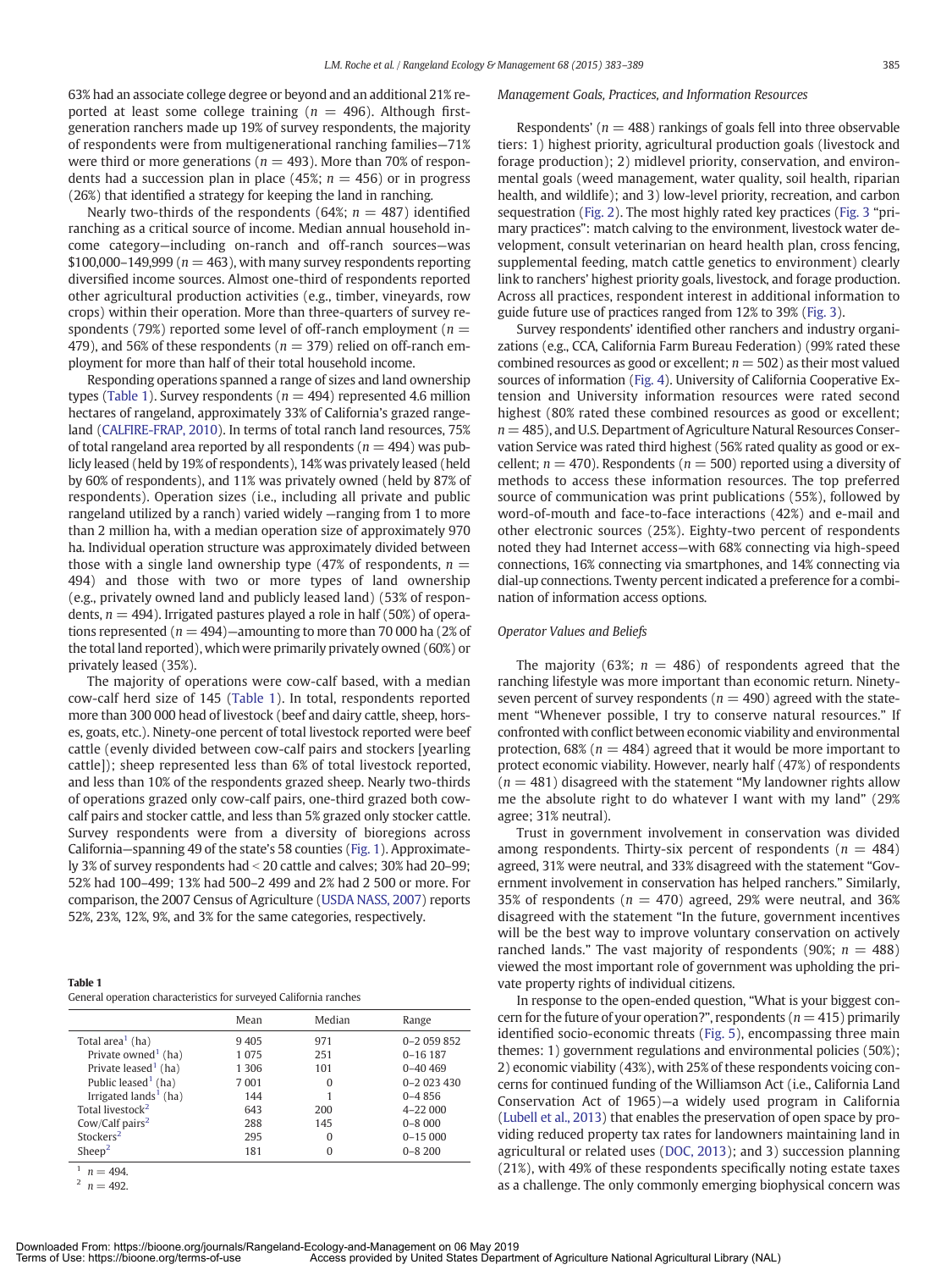63% had an associate college degree or beyond and an additional 21% reported at least some college training ($n = 496$). Although first-generation ranchers made up 19% of survey respondents, the majority of respondents were from multigenerational ranching families—71% were third or more generations ($n = 493$). More than 70% of respondents had a succession plan in place (45%; $n = 456$) or in progress (26%) that identified a strategy for keeping the land in ranching.

Nearly two-thirds of the respondents (64%; $n = 487$) identified ranching as a critical source of income. Median annual household income category—including on-ranch and off-ranch sources—was $100,000–149,999 ($n = 463$), with many survey respondents reporting diversified income sources. Almost one-third of respondents reported other agricultural production activities (e.g., timber, vineyards, row crops) within their operation. More than three-quarters of survey respondents (79%) reported some level of off-ranch employment ($n = 479$), and 56% of these respondents ($n = 379$) relied on off-ranch employment for more than half of their total household income.

Responding operations spanned a range of sizes and land ownership types (Table 1). Survey respondents ($n = 494$) represented 4.6 million hectares of rangeland, approximately 33% of California's grazed rangeland (CALFIRE-FRAP, 2010). In terms of total ranch land resources, 75% of total rangeland area reported by all respondents ($n = 494$) was publicly leased (held by 19% of respondents), 14% was privately leased (held by 60% of respondents), and 11% was privately owned (held by 87% of respondents). Operation sizes (i.e., including all private and public rangeland utilized by a ranch) varied widely —ranging from 1 to more than 2 million ha, with a median operation size of approximately 970 ha. Individual operation structure was approximately divided between those with a single land ownership type (47% of respondents, $n = 494$) and those with two or more types of land ownership (e.g., privately owned land and publicly leased land) (53% of respondents, $n = 494$). Irrigated pastures played a role in half (50%) of operations represented ($n = 494$)—amounting to more than 70 000 ha (2% of the total land reported), which were primarily privately owned (60%) or privately leased (35%).

The majority of operations were cow-calf based, with a median cow-calf herd size of 145 (Table 1). In total, respondents reported more than 300 000 head of livestock (beef and dairy cattle, sheep, horses, goats, etc.). Ninety-one percent of total livestock reported were beef cattle (evenly divided between cow-calf pairs and stockers [yearling cattle]); sheep represented less than 6% of total livestock reported, and less than 10% of the respondents grazed sheep. Nearly two-thirds of operations grazed only cow-calf pairs, one-third grazed both cow-calf pairs and stocker cattle, and less than 5% grazed only stocker cattle. Survey respondents were from a diversity of bioregions across California—spanning 49 of the state's 58 counties (Fig. 1). Approximately 3% of survey respondents had < 20 cattle and calves; 30% had 20–99; 52% had 100–499; 13% had 500–2 499 and 2% had 2 500 or more. For comparison, the 2007 Census of Agriculture (USDA NASS, 2007) reports 52%, 23%, 12%, 9%, and 3% for the same categories, respectively.

**Table 1**
General operation characteristics for surveyed California ranches

| | Mean | Median | Range |
|---|---|---|---|
| Total area[1] (ha) | 9 405 | 971 | 0–2 059 852 |
| Private owned[1] (ha) | 1 075 | 251 | 0–16 187 |
| Private leased[1] (ha) | 1 306 | 101 | 0–40 469 |
| Public leased[1] (ha) | 7 001 | 0 | 0–2 023 430 |
| Irrigated lands[1] (ha) | 144 | 1 | 0–4 856 |
| Total livestock[2] | 643 | 200 | 4–22 000 |
| Cow/Calf pairs[2] | 288 | 145 | 0–8 000 |
| Stockers[2] | 295 | 0 | 0–15 000 |
| Sheep[2] | 181 | 0 | 0–8 200 |

[1] $n = 494$.
[2] $n = 492$.

*Management Goals, Practices, and Information Resources*

Respondents' ($n = 488$) rankings of goals fell into three observable tiers: 1) highest priority, agricultural production goals (livestock and forage production); 2) midlevel priority, conservation, and environmental goals (weed management, water quality, soil health, riparian health, and wildlife); and 3) low-level priority, recreation, and carbon sequestration (Fig. 2). The most highly rated key practices (Fig. 3 "primary practices": match calving to the environment, livestock water development, consult veterinarian on heard health plan, cross fencing, supplemental feeding, match cattle genetics to environment) clearly link to ranchers' highest priority goals, livestock, and forage production. Across all practices, respondent interest in additional information to guide future use of practices ranged from 12% to 39% (Fig. 3).

Survey respondents' identified other ranchers and industry organizations (e.g., CCA, California Farm Bureau Federation) (99% rated these combined resources as good or excellent; $n = 502$) as their most valued sources of information (Fig. 4). University of California Cooperative Extension and University information resources were rated second highest (80% rated these combined resources as good or excellent; $n = 485$), and U.S. Department of Agriculture Natural Resources Conservation Service was rated third highest (56% rated quality as good or excellent; $n = 470$). Respondents ($n = 500$) reported using a diversity of methods to access these information resources. The top preferred source of communication was print publications (55%), followed by word-of-mouth and face-to-face interactions (42%) and e-mail and other electronic sources (25%). Eighty-two percent of respondents noted they had Internet access—with 68% connecting via high-speed connections, 16% connecting via smartphones, and 14% connecting via dial-up connections. Twenty percent indicated a preference for a combination of information access options.

*Operator Values and Beliefs*

The majority (63%; $n = 486$) of respondents agreed that the ranching lifestyle was more important than economic return. Ninety-seven percent of survey respondents ($n = 490$) agreed with the statement "Whenever possible, I try to conserve natural resources." If confronted with conflict between economic viability and environmental protection, 68% ($n = 484$) agreed that it would be more important to protect economic viability. However, nearly half (47%) of respondents ($n = 481$) disagreed with the statement "My landowner rights allow me the absolute right to do whatever I want with my land" (29% agree; 31% neutral).

Trust in government involvement in conservation was divided among respondents. Thirty-six percent of respondents ($n = 484$) agreed, 31% were neutral, and 33% disagreed with the statement "Government involvement in conservation has helped ranchers." Similarly, 35% of respondents ($n = 470$) agreed, 29% were neutral, and 36% disagreed with the statement "In the future, government incentives will be the best way to improve voluntary conservation on actively ranched lands." The vast majority of respondents (90%; $n = 488$) viewed the most important role of government was upholding the private property rights of individual citizens.

In response to the open-ended question, "What is your biggest concern for the future of your operation?", respondents ($n = 415$) primarily identified socio-economic threats (Fig. 5), encompassing three main themes: 1) government regulations and environmental policies (50%); 2) economic viability (43%), with 25% of these respondents voicing concerns for continued funding of the Williamson Act (i.e., California Land Conservation Act of 1965)—a widely used program in California (Lubell et al., 2013) that enables the preservation of open space by providing reduced property tax rates for landowners maintaining land in agricultural or related uses (DOC, 2013); and 3) succession planning (21%), with 49% of these respondents specifically noting estate taxes as a challenge. The only commonly emerging biophysical concern was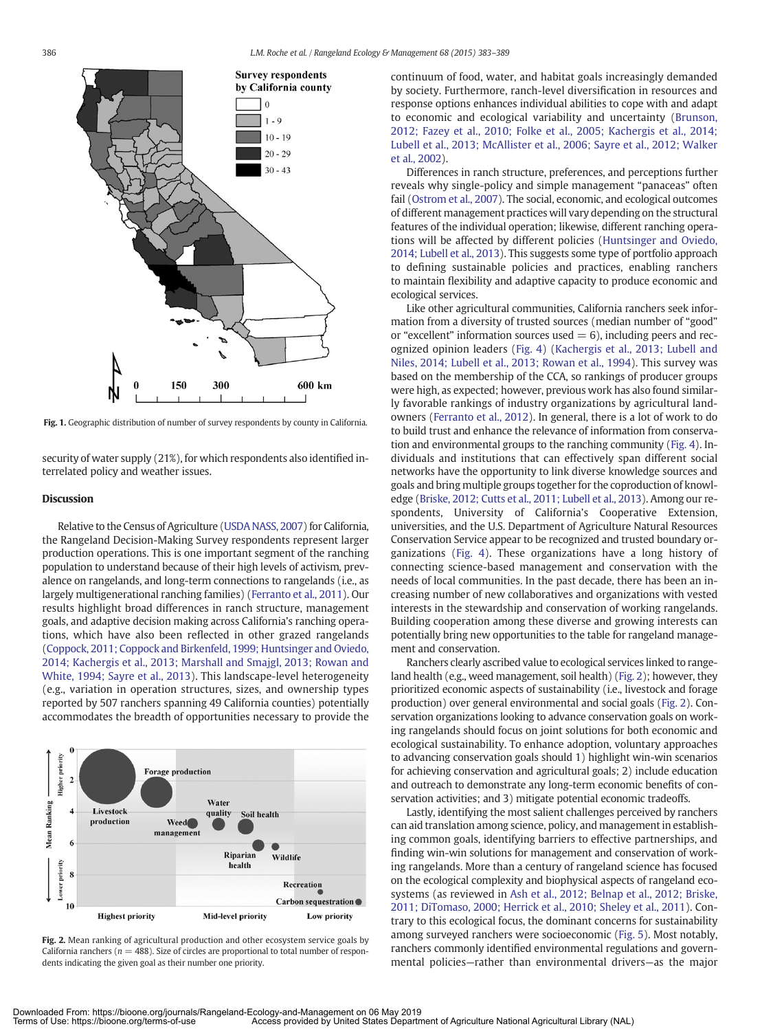Fig. 1. Geographic distribution of number of survey respondents by county in California.

security of water supply (21%), for which respondents also identified interrelated policy and weather issues.

## Discussion

Relative to the Census of Agriculture (USDA NASS, 2007) for California, the Rangeland Decision-Making Survey respondents represent larger production operations. This is one important segment of the ranching population to understand because of their high levels of activism, prevalence on rangelands, and long-term connections to rangelands (i.e., as largely multigenerational ranching families) (Ferranto et al., 2011). Our results highlight broad differences in ranch structure, management goals, and adaptive decision making across California's ranching operations, which have also been reflected in other grazed rangelands (Coppock, 2011; Coppock and Birkenfeld, 1999; Huntsinger and Oviedo, 2014; Kachergis et al., 2013; Marshall and Smajgl, 2013; Rowan and White, 1994; Sayre et al., 2013). This landscape-level heterogeneity (e.g., variation in operation structures, sizes, and ownership types reported by 507 ranchers spanning 49 California counties) potentially accommodates the breadth of opportunities necessary to provide the continuum of food, water, and habitat goals increasingly demanded by society. Furthermore, ranch-level diversification in resources and response options enhances individual abilities to cope with and adapt to economic and ecological variability and uncertainty (Brunson, 2012; Fazey et al., 2010; Folke et al., 2005; Kachergis et al., 2014; Lubell et al., 2013; McAllister et al., 2006; Sayre et al., 2012; Walker et al., 2002).

Differences in ranch structure, preferences, and perceptions further reveals why single-policy and simple management "panaceas" often fail (Ostrom et al., 2007). The social, economic, and ecological outcomes of different management practices will vary depending on the structural features of the individual operation; likewise, different ranching operations will be affected by different policies (Huntsinger and Oviedo, 2014; Lubell et al., 2013). This suggests some type of portfolio approach to defining sustainable policies and practices, enabling ranchers to maintain flexibility and adaptive capacity to produce economic and ecological services.

Like other agricultural communities, California ranchers seek information from a diversity of trusted sources (median number of "good" or "excellent" information sources used = 6), including peers and recognized opinion leaders (Fig. 4) (Kachergis et al., 2013; Lubell and Niles, 2014; Lubell et al., 2013; Rowan et al., 1994). This survey was based on the membership of the CCA, so rankings of producer groups were high, as expected; however, previous work has also found similarly favorable rankings of industry organizations by agricultural landowners (Ferranto et al., 2012). In general, there is a lot of work to do to build trust and enhance the relevance of information from conservation and environmental groups to the ranching community (Fig. 4). Individuals and institutions that can effectively span different social networks have the opportunity to link diverse knowledge sources and goals and bring multiple groups together for the coproduction of knowledge (Briske, 2012; Cutts et al., 2011; Lubell et al., 2013). Among our respondents, University of California's Cooperative Extension, universities, and the U.S. Department of Agriculture Natural Resources Conservation Service appear to be recognized and trusted boundary organizations (Fig. 4). These organizations have a long history of connecting science-based management and conservation with the needs of local communities. In the past decade, there has been an increasing number of new collaboratives and organizations with vested interests in the stewardship and conservation of working rangelands. Building cooperation among these diverse and growing interests can potentially bring new opportunities to the table for rangeland management and conservation.

Ranchers clearly ascribed value to ecological services linked to rangeland health (e.g., weed management, soil health) (Fig. 2); however, they prioritized economic aspects of sustainability (i.e., livestock and forage production) over general environmental and social goals (Fig. 2). Conservation organizations looking to advance conservation goals on working rangelands should focus on joint solutions for both economic and ecological sustainability. To enhance adoption, voluntary approaches to advancing conservation goals should 1) highlight win-win scenarios for achieving conservation and agricultural goals; 2) include education and outreach to demonstrate any long-term economic benefits of conservation activities; and 3) mitigate potential economic tradeoffs.

Lastly, identifying the most salient challenges perceived by ranchers can aid translation among science, policy, and management in establishing common goals, identifying barriers to effective partnerships, and finding win-win solutions for management and conservation of working rangelands. More than a century of rangeland science has focused on the ecological complexity and biophysical aspects of rangeland ecosystems (as reviewed in Ash et al., 2012; Belnap et al., 2012; Briske, 2011; DiTomaso, 2000; Herrick et al., 2010; Sheley et al., 2011). Contrary to this ecological focus, the dominant concerns for sustainability among surveyed ranchers were socioeconomic (Fig. 5). Most notably, ranchers commonly identified environmental regulations and governmental policies—rather than environmental drivers—as the major

Fig. 2. Mean ranking of agricultural production and other ecosystem service goals by California ranchers ($n = 488$). Size of circles are proportional to total number of respondents indicating the given goal as their number one priority.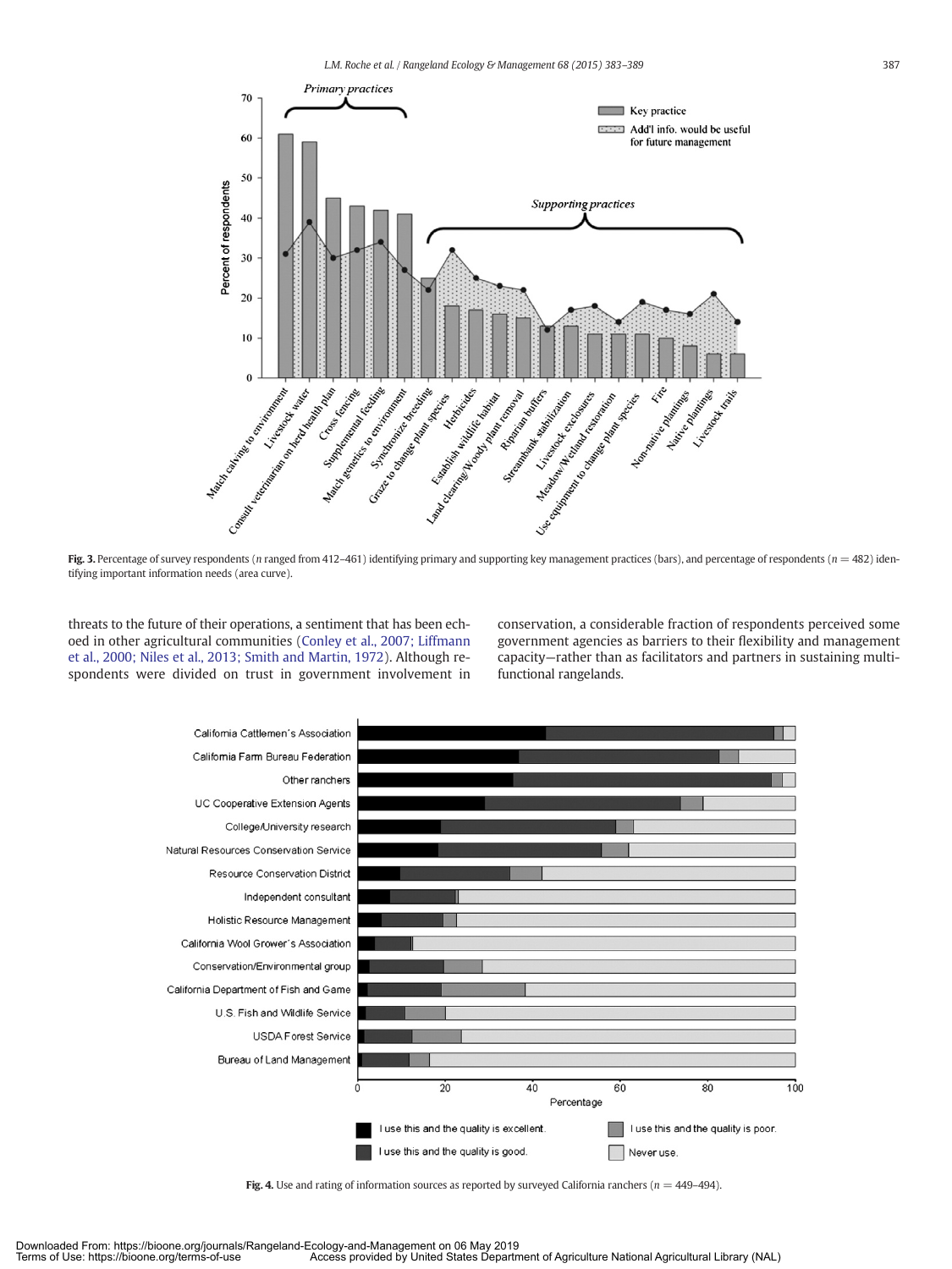Fig. 3. Percentage of survey respondents ($n$ ranged from 412–461) identifying primary and supporting key management practices (bars), and percentage of respondents ($n = 482$) identifying important information needs (area curve).

threats to the future of their operations, a sentiment that has been echoed in other agricultural communities (Conley et al., 2007; Liffmann et al., 2000; Niles et al., 2013; Smith and Martin, 1972). Although respondents were divided on trust in government involvement in conservation, a considerable fraction of respondents perceived some government agencies as barriers to their flexibility and management capacity—rather than as facilitators and partners in sustaining multi-functional rangelands.

Fig. 4. Use and rating of information sources as reported by surveyed California ranchers ($n = 449$–$494$).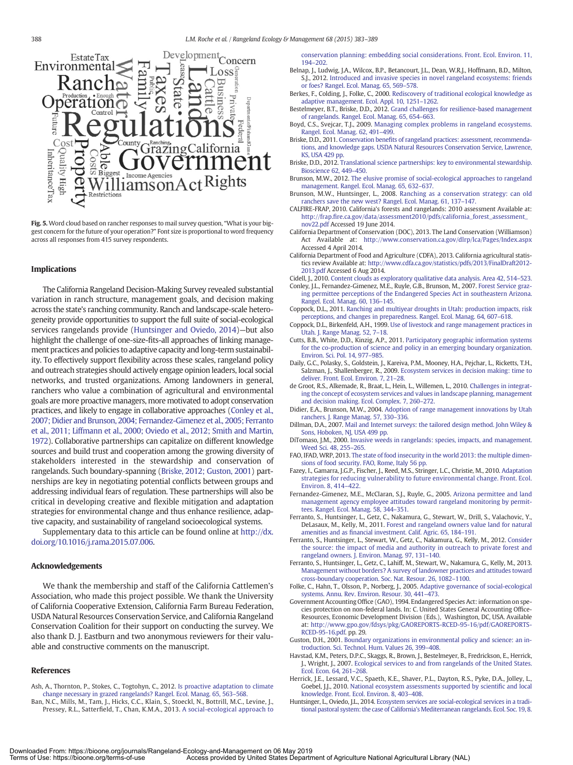Fig. 5. Word cloud based on rancher responses to mail survey question, "What is your biggest concern for the future of your operation?" Font size is proportional to word frequency across all responses from 415 survey respondents.

## Implications

The California Rangeland Decision-Making Survey revealed substantial variation in ranch structure, management goals, and decision making across the state's ranching community. Ranch and landscape-scale heterogeneity provide opportunities to support the full suite of social-ecological services rangelands provide (Huntsinger and Oviedo, 2014)—but also highlight the challenge of one-size-fits-all approaches of linking management practices and policies to adaptive capacity and long-term sustainability. To effectively support flexibility across these scales, rangeland policy and outreach strategies should actively engage opinion leaders, local social networks, and trusted organizations. Among landowners in general, ranchers who value a combination of agricultural and environmental goals are more proactive managers, more motivated to adopt conservation practices, and likely to engage in collaborative approaches (Conley et al., 2007; Didier and Brunson, 2004; Fernandez-Gimenez et al., 2005; Ferranto et al., 2011; Liffmann et al., 2000; Oviedo et al., 2012; Smith and Martin, 1972). Collaborative partnerships can capitalize on different knowledge sources and build trust and cooperation among the growing diversity of stakeholders interested in the stewardship and conservation of rangelands. Such boundary-spanning (Briske, 2012; Guston, 2001) partnerships are key in negotiating potential conflicts between groups and addressing individual fears of regulation. These partnerships will also be critical in developing creative and flexible mitigation and adaptation strategies for environmental change and thus enhance resilience, adaptive capacity, and sustainability of rangeland socioecological systems.

Supplementary data to this article can be found online at http://dx.doi.org/10.1016/j.rama.2015.07.006.

## Acknowledgements

We thank the membership and staff of the California Cattlemen's Association, who made this project possible. We thank the University of California Cooperative Extension, California Farm Bureau Federation, USDA Natural Resources Conservation Service, and California Rangeland Conservation Coalition for their support on conducting the survey. We also thank D. J. Eastburn and two anonymous reviewers for their valuable and constructive comments on the manuscript.

## References

Ash, A., Thornton, P., Stokes, C., Togtohyn, C., 2012. Is proactive adaptation to climate change necessary in grazed rangelands? Rangel. Ecol. Manag. 65, 563–568.

Ban, N.C., Mills, M., Tam, J., Hicks, C.C., Klain, S., Stoeckl, N., Bottrill, M.C., Levine, J., Pressey, R.L., Satterfield, T., Chan, K.M.A., 2013. A social-ecological approach to conservation planning: embedding social considerations. Front. Ecol. Environ. 11, 194–202.

Belnap, J., Ludwig, J.A., Wilcox, B.P., Betancourt, J.L., Dean, W.R.J., Hoffmann, B.D., Milton, S.J., 2012. Introduced and invasive species in novel rangeland ecosystems: friends or foes? Rangel. Ecol. Manag. 65, 569–578.

Berkes, F., Colding, J., Folke, C., 2000. Rediscovery of traditional ecological knowledge as adaptive management. Ecol. Appl. 10, 1251–1262.

Bestelmeyer, B.T., Briske, D.D., 2012. Grand challenges for resilience-based management of rangelands. Rangel. Ecol. Manag. 65, 654–663.

Boyd, C.S., Svejcar, T.J., 2009. Managing complex problems in rangeland ecosystems. Rangel. Ecol. Manag. 62, 491–499.

Briske, D.D., 2011. Conservation benefits of rangeland practices: assessment, recommendations, and knowledge gaps. USDA Natural Resources Conservation Service, Lawrence, KS, USA 429 pp.

Briske, D.D., 2012. Translational science partnerships: key to environmental stewardship. Bioscience 62, 449–450.

Brunson, M.W., 2012. The elusive promise of social-ecological approaches to rangeland management. Rangel. Ecol. Manag. 65, 632–637.

Brunson, M.W., Huntsinger, L., 2008. Ranching as a conservation strategy: can old ranchers save the new west? Rangel. Ecol. Manag. 61, 137–147.

CALFIRE-FRAP, 2010. California's forests and rangelands: 2010 assessment Available at: http://frap.fire.ca.gov/data/assessment2010/pdfs/california_forest_assessment_nov22.pdf Accessed 19 June 2014.

California Department of Conservation (DOC), 2013. The Land Conservation (Williamson) Act Available at: http://www.conservation.ca.gov/dlrp/lca/Pages/Index.aspx Accessed 4 April 2014.

California Department of Food and Agriculture (CDFA), 2013. California agricultural statistics review Available at: http://www.cdfa.ca.gov/statistics/pdfs/2013/FinalDraft2012-2013.pdf Accessed 6 Aug 2014.

Cidell, J., 2010. Content clouds as exploratory qualitative data analysis. Area 42, 514–523.

Conley, J.L., Fernandez-Gimenez, M.E., Ruyle, G.B., Brunson, M., 2007. Forest Service grazing permittee perceptions of the Endangered Species Act in southeastern Arizona. Rangel. Ecol. Manag. 60, 136–145.

Coppock, D.L., 2011. Ranching and multiyear droughts in Utah: production impacts, risk perceptions, and changes in preparedness. Rangel. Ecol. Manag. 64, 607–618.

Coppock, D.L., Birkenfeld, A.H., 1999. Use of livestock and range management practices in Utah. J. Range Manag. 52, 7–18.

Cutts, B.B., White, D.D., Kinzig, A.P., 2011. Participatory geographic information systems for the co-production of science and policy in an emerging boundary organization. Environ. Sci. Pol. 14, 977–985.

Daily, G.C., Polasky, S., Goldstein, J., Kareiva, P.M., Mooney, H.A., Pejchar, L., Ricketts, T.H., Salzman, J., Shallenberger, R., 2009. Ecosystem services in decision making: time to deliver. Front. Ecol. Environ. 7, 21–28.

de Groot, R.S., Alkemade, R., Braat, L., Hein, L., Willemen, L., 2010. Challenges in integrating the concept of ecosystem services and values in landscape planning, management and decision making. Ecol. Complex. 7, 260–272.

Didier, E.A., Brunson, M.W., 2004. Adoption of range management innovations by Utah ranchers. J. Range Manag. 57, 330–336.

Dillman, D.A., 2007. Mail and Internet surveys: the tailored design method. John Wiley & Sons, Hoboken, NJ, USA 499 pp.

DiTomaso, J.M., 2000. Invasive weeds in rangelands: species, impacts, and management. Weed Sci. 48, 255–265.

FAO, IFAD, WRP, 2013. The state of food insecurity in the world 2013: the multiple dimensions of food security. FAO, Rome, Italy 56 pp.

Fazey, I., Gamarra, J.G.P., Fischer, J., Reed, M.S., Stringer, L.C., Christie, M., 2010. Adaptation strategies for reducing vulnerability to future environmental change. Front. Ecol. Environ. 8, 414–422.

Fernandez-Gimenez, M.E., McClaran, S.J., Ruyle, G., 2005. Arizona permittee and land management agency employee attitudes toward rangeland monitoring by permittees. Rangel. Ecol. Manag. 58, 344–351.

Ferranto, S., Huntsinger, L., Getz, C., Nakamura, G., Stewart, W., Drill, S., Valachovic, Y., DeLasaux, M., Kelly, M., 2011. Forest and rangeland owners value land for natural amenities and as financial investment. Calif. Agric. 65, 184–191.

Ferranto, S., Huntsinger, L., Stewart, W., Getz, C., Nakamura, G., Kelly, M., 2012. Consider the source: the impact of media and authority in outreach to private forest and rangeland owners. J. Environ. Manag. 97, 131–140.

Ferranto, S., Huntsinger, L., Getz, C., Lahiff, M., Stewart, W., Nakamura, G., Kelly, M., 2013. Management without borders? A survey of landowner practices and attitudes toward cross-boundary cooperation. Soc. Nat. Resour. 26, 1082–1100.

Folke, C., Hahn, T., Olsson, P., Norberg, J., 2005. Adaptive governance of social-ecological systems. Annu. Rev. Environ. Resour. 30, 441–473.

Government Accounting Office (GAO), 1994. Endangered Species Act: information on species protection on non-federal lands. In: C. United States General Accounting Office-Resources, Economic Development Division (Eds.), Washington, DC, USA. Available at: http://www.gpo.gov/fdsys/pkg/GAOREPORTS-RCED-95-16/pdf/GAOREPORTS-RCED-95-16.pdf. pp. 29.

Guston, D.H., 2001. Boundary organizations in environmental policy and science: an introduction. Sci. Technol. Hum. Values 26, 399–408.

Havstad, K.M., Peters, D.P.C., Skaggs, R., Brown, J., Bestelmeyer, B., Fredrickson, E., Herrick, J., Wright, J., 2007. Ecological services to and from rangelands of the United States. Ecol. Econ. 64, 261–268.

Herrick, J.E., Lessard, V.C., Spaeth, K.E., Shaver, P.L., Dayton, R.S., Pyke, D.A., Jolley, L., Goebel, J.J., 2010. National ecosystem assessments supported by scientific and local knowledge. Front. Ecol. Environ. 8, 403–408.

Huntsinger, L., Oviedo, J.L., 2014. Ecosystem services are social-ecological services in a traditional pastoral system: the case of California's Mediterranean rangelands. Ecol. Soc. 19, 8.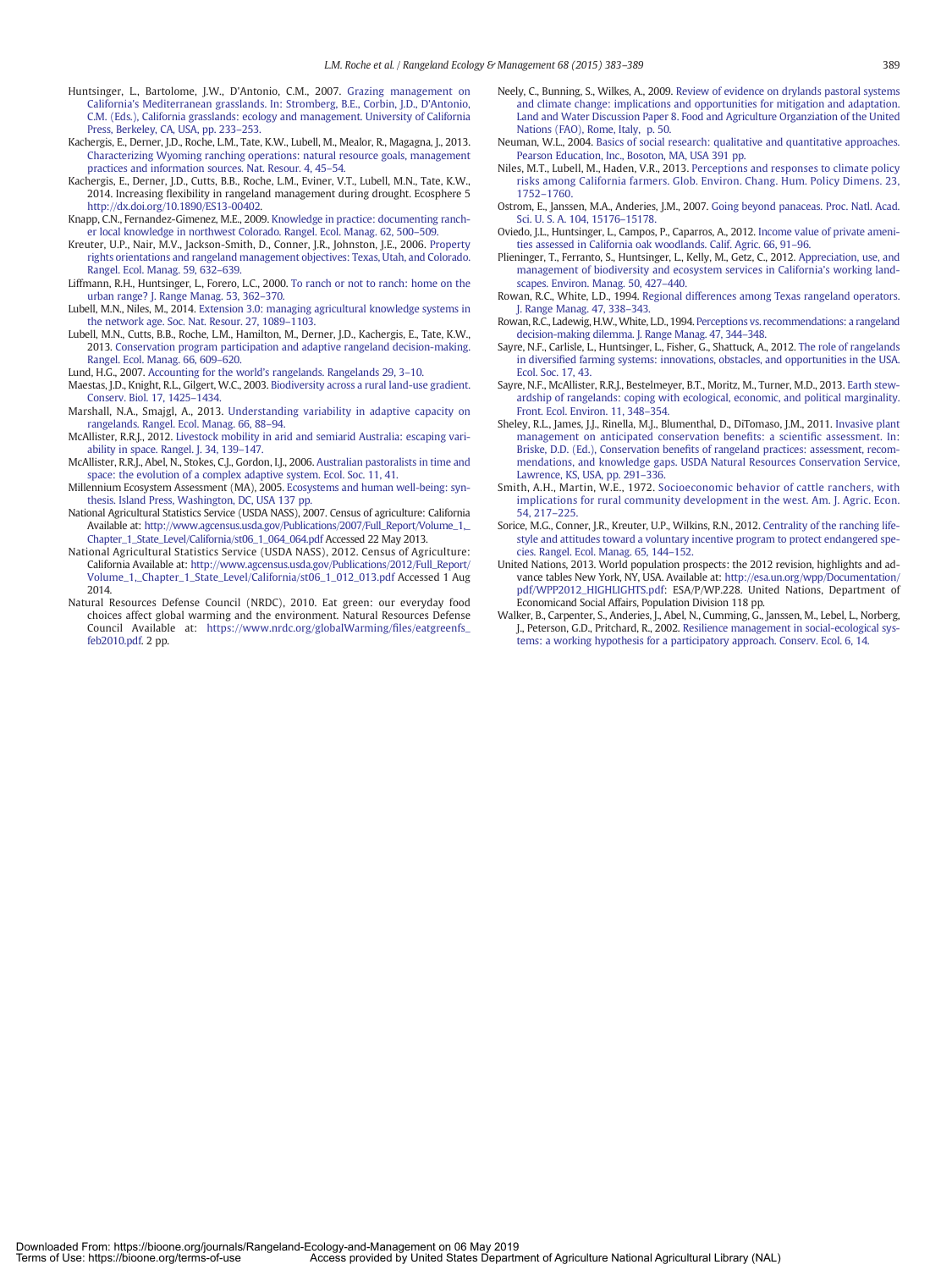Huntsinger, L., Bartolome, J.W., D'Antonio, C.M., 2007. Grazing management on California's Mediterranean grasslands. In: Stromberg, B.E., Corbin, J.D., D'Antonio, C.M. (Eds.), California grasslands: ecology and management. University of California Press, Berkeley, CA, USA, pp. 233–253.

Kachergis, E., Derner, J.D., Roche, L.M., Tate, K.W., Lubell, M., Mealor, R., Magagna, J., 2013. Characterizing Wyoming ranching operations: natural resource goals, management practices and information sources. Nat. Resour. 4, 45–54.

Kachergis, E., Derner, J.D., Cutts, B.B., Roche, L.M., Eviner, V.T., Lubell, M.N., Tate, K.W., 2014. Increasing flexibility in rangeland management during drought. Ecosphere 5 http://dx.doi.org/10.1890/ES13-00402.

Knapp, C.N., Fernandez-Gimenez, M.E., 2009. Knowledge in practice: documenting rancher local knowledge in northwest Colorado. Rangel. Ecol. Manag. 62, 500–509.

Kreuter, U.P., Nair, M.V., Jackson-Smith, D., Conner, J.R., Johnston, J.E., 2006. Property rights orientations and rangeland management objectives: Texas, Utah, and Colorado. Rangel. Ecol. Manag. 59, 632–639.

Liffmann, R.H., Huntsinger, L., Forero, L.C., 2000. To ranch or not to ranch: home on the urban range? J. Range Manag. 53, 362–370.

Lubell, M.N., Niles, M., 2014. Extension 3.0: managing agricultural knowledge systems in the network age. Soc. Nat. Resour. 27, 1089–1103.

Lubell, M.N., Cutts, B.B., Roche, L.M., Hamilton, M., Derner, J.D., Kachergis, E., Tate, K.W., 2013. Conservation program participation and adaptive rangeland decision-making. Rangel. Ecol. Manag. 66, 609–620.

Lund, H.G., 2007. Accounting for the world's rangelands. Rangelands 29, 3–10.

Maestas, J.D., Knight, R.L., Gilgert, W.C., 2003. Biodiversity across a rural land-use gradient. Conserv. Biol. 17, 1425–1434.

Marshall, N.A., Smajgl, A., 2013. Understanding variability in adaptive capacity on rangelands. Rangel. Ecol. Manag. 66, 88–94.

McAllister, R.R.J., 2012. Livestock mobility in arid and semiarid Australia: escaping variability in space. Rangel. J. 34, 139–147.

McAllister, R.J., Abel, N., Stokes, C.J., Gordon, I.J., 2006. Australian pastoralists in time and space: the evolution of a complex adaptive system. Ecol. Soc. 11, 41.

Millennium Ecosystem Assessment (MA), 2005. Ecosystems and human well-being: synthesis. Island Press, Washington, DC, USA 137 pp.

National Agricultural Statistics Service (USDA NASS), 2007. Census of agriculture: California Available at: http://www.agcensus.usda.gov/Publications/2007/Full_Report/Volume_1,_Chapter_1_State_Level/California/st06_1_064_064.pdf Accessed 22 May 2013.

National Agricultural Statistics Service (USDA NASS), 2012. Census of Agriculture: California Available at: http://www.agcensus.usda.gov/Publications/2012/Full_Report/Volume_1,_Chapter_1_State_Level/California/st06_1_012_013.pdf Accessed 1 Aug 2014.

Natural Resources Defense Council (NRDC), 2010. Eat green: our everyday food choices affect global warming and the environment. Natural Resources Defense Council Available at: https://www.nrdc.org/globalWarming/files/eatgreenfs_feb2010.pdf. 2 pp.

Neely, C., Bunning, S., Wilkes, A., 2009. Review of evidence on drylands pastoral systems and climate change: implications and opportunities for mitigation and adaptation. Land and Water Discussion Paper 8. Food and Agriculture Organziation of the United Nations (FAO), Rome, Italy, p. 50.

Neuman, W.L., 2004. Basics of social research: qualitative and quantitative approaches. Pearson Education, Inc., Bosoton, MA, USA 391 pp.

Niles, M.T., Lubell, M., Haden, V.R., 2013. Perceptions and responses to climate policy risks among California farmers. Glob. Environ. Chang. Hum. Policy Dimens. 23, 1752–1760.

Ostrom, E., Janssen, M.A., Anderies, J.M., 2007. Going beyond panaceas. Proc. Natl. Acad. Sci. U. S. A. 104, 15176–15178.

Oviedo, J.L., Huntsinger, L., Campos, P., Caparros, A., 2012. Income value of private amenities assessed in California oak woodlands. Calif. Agric. 66, 91–96.

Plieninger, T., Ferranto, S., Huntsinger, L., Kelly, M., Getz, C., 2012. Appreciation, use, and management of biodiversity and ecosystem services in California's working landscapes. Environ. Manag. 50, 427–440.

Rowan, R.C., White, L.D., 1994. Regional differences among Texas rangeland operators. J. Range Manag. 47, 338–343.

Rowan, R.C., Ladewig, H.W., White, L.D., 1994. Perceptions vs. recommendations: a rangeland decision-making dilemma. J. Range Manag. 47, 344–348.

Sayre, N.F., Carlisle, L., Huntsinger, L., Fisher, G., Shattuck, A., 2012. The role of rangelands in diversified farming systems: innovations, obstacles, and opportunities in the USA. Ecol. Soc. 17, 43.

Sayre, N.F., McAllister, R.R.J., Bestelmeyer, B.T., Moritz, M., Turner, M.D., 2013. Earth stewardship of rangelands: coping with ecological, economic, and political marginality. Front. Ecol. Environ. 11, 348–354.

Sheley, R.L., James, J.J., Rinella, M.J., Blumenthal, D., DiTomaso, J.M., 2011. Invasive plant management on anticipated conservation benefits: a scientific assessment. In: Briske, D.D. (Ed.), Conservation benefits of rangeland practices: assessment, recommendations, and knowledge gaps. USDA Natural Resources Conservation Service, Lawrence, KS, USA, pp. 291–336.

Smith, A.H., Martin, W.E., 1972. Socioeconomic behavior of cattle ranchers, with implications for rural community development in the west. Am. J. Agric. Econ. 54, 217–225.

Sorice, M.G., Conner, J.R., Kreuter, U.P., Wilkins, R.N., 2012. Centrality of the ranching lifestyle and attitudes toward a voluntary incentive program to protect endangered species. Rangel. Ecol. Manag. 65, 144–152.

United Nations, 2013. World population prospects: the 2012 revision, highlights and advance tables New York, NY, USA. Available at: http://esa.un.org/wpp/Documentation/pdf/WPP2012_HIGHLIGHTS.pdf: ESA/P/WP.228. United Nations, Department of Economicand Social Affairs, Population Division 118 pp.

Walker, B., Carpenter, S., Anderies, J., Abel, N., Cumming, G., Janssen, M., Lebel, L., Norberg, J., Peterson, G.D., Pritchard, R., 2002. Resilience management in social-ecological systems: a working hypothesis for a participatory approach. Conserv. Ecol. 6, 14.